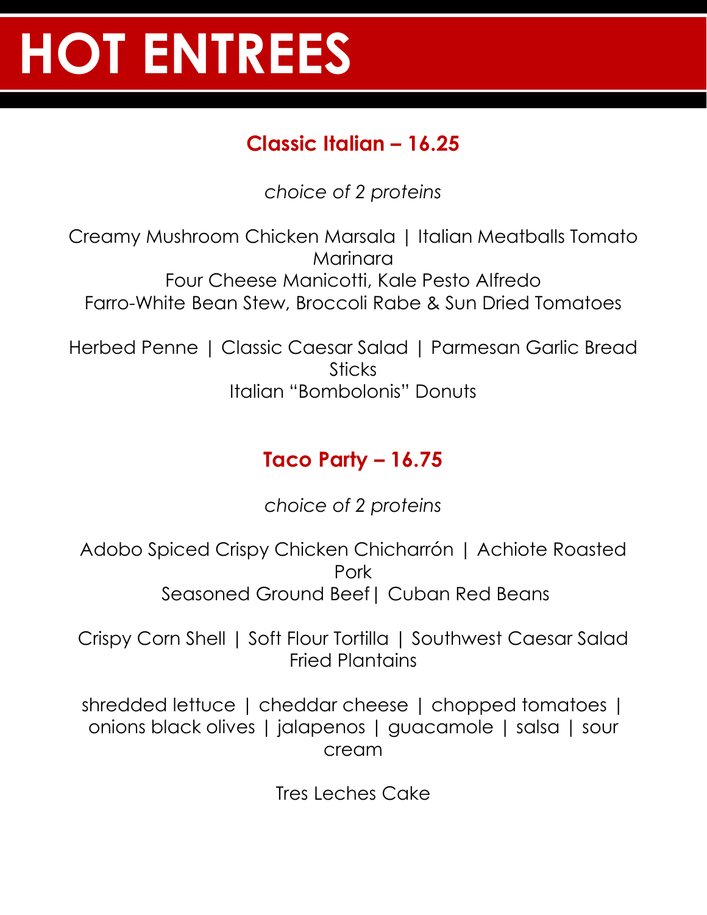# HOT ENTREES

## Classic Italian – 16.25

*choice of 2 proteins*

Creamy Mushroom Chicken Marsala | Italian Meatballs Tomato Marinara
Four Cheese Manicotti, Kale Pesto Alfredo
Farro-White Bean Stew, Broccoli Rabe & Sun Dried Tomatoes

Herbed Penne | Classic Caesar Salad | Parmesan Garlic Bread Sticks
Italian "Bombolonis" Donuts

## Taco Party – 16.75

*choice of 2 proteins*

Adobo Spiced Crispy Chicken Chicharrón | Achiote Roasted Pork
Seasoned Ground Beef | Cuban Red Beans

Crispy Corn Shell | Soft Flour Tortilla | Southwest Caesar Salad
Fried Plantains

shredded lettuce | cheddar cheese | chopped tomatoes | onions black olives | jalapenos | guacamole | salsa | sour cream

Tres Leches Cake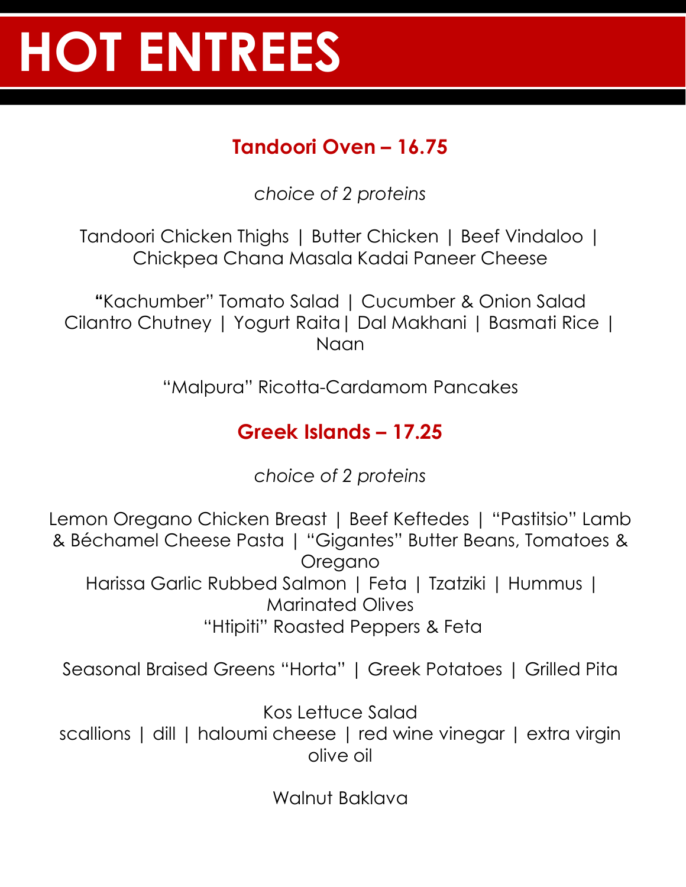# HOT ENTREES

## Tandoori Oven – 16.75

*choice of 2 proteins*

Tandoori Chicken Thighs | Butter Chicken | Beef Vindaloo | Chickpea Chana Masala Kadai Paneer Cheese

"Kachumber" Tomato Salad | Cucumber & Onion Salad
Cilantro Chutney | Yogurt Raita| Dal Makhani | Basmati Rice | Naan

"Malpura" Ricotta-Cardamom Pancakes

## Greek Islands – 17.25

*choice of 2 proteins*

Lemon Oregano Chicken Breast | Beef Keftedes | "Pastitsio" Lamb & Béchamel Cheese Pasta | "Gigantes" Butter Beans, Tomatoes & Oregano
Harissa Garlic Rubbed Salmon | Feta | Tzatziki | Hummus | Marinated Olives
"Htipiti" Roasted Peppers & Feta

Seasonal Braised Greens "Horta" | Greek Potatoes | Grilled Pita

Kos Lettuce Salad
scallions | dill | haloumi cheese | red wine vinegar | extra virgin olive oil

Walnut Baklava